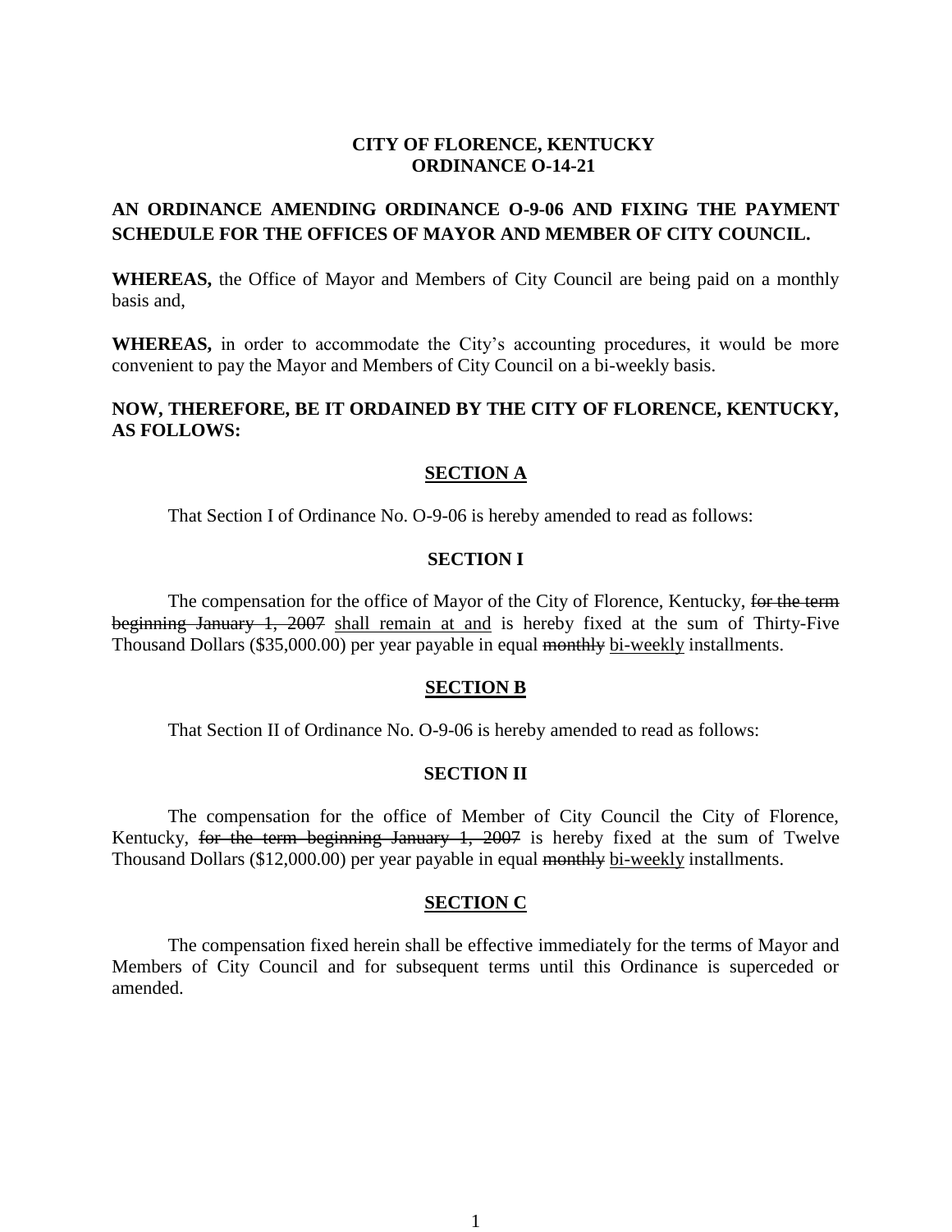**CITY OF FLORENCE, KENTUCKY**
**ORDINANCE O-14-21**

**AN ORDINANCE AMENDING ORDINANCE O-9-06 AND FIXING THE PAYMENT SCHEDULE FOR THE OFFICES OF MAYOR AND MEMBER OF CITY COUNCIL.**

**WHEREAS,** the Office of Mayor and Members of City Council are being paid on a monthly basis and,

**WHEREAS,** in order to accommodate the City's accounting procedures, it would be more convenient to pay the Mayor and Members of City Council on a bi-weekly basis.

**NOW, THEREFORE, BE IT ORDAINED BY THE CITY OF FLORENCE, KENTUCKY, AS FOLLOWS:**

## <u>SECTION A</u>

That Section I of Ordinance No. O-9-06 is hereby amended to read as follows:

### SECTION I

The compensation for the office of Mayor of the City of Florence, Kentucky, ~~for the term beginning January 1, 2007~~ <u>shall remain at and</u> is hereby fixed at the sum of Thirty-Five Thousand Dollars ($35,000.00) per year payable in equal ~~monthly~~ <u>bi-weekly</u> installments.

## <u>SECTION B</u>

That Section II of Ordinance No. O-9-06 is hereby amended to read as follows:

### SECTION II

The compensation for the office of Member of City Council the City of Florence, Kentucky, ~~for the term beginning January 1, 2007~~ is hereby fixed at the sum of Twelve Thousand Dollars ($12,000.00) per year payable in equal ~~monthly~~ <u>bi-weekly</u> installments.

## <u>SECTION C</u>

The compensation fixed herein shall be effective immediately for the terms of Mayor and Members of City Council and for subsequent terms until this Ordinance is superceded or amended.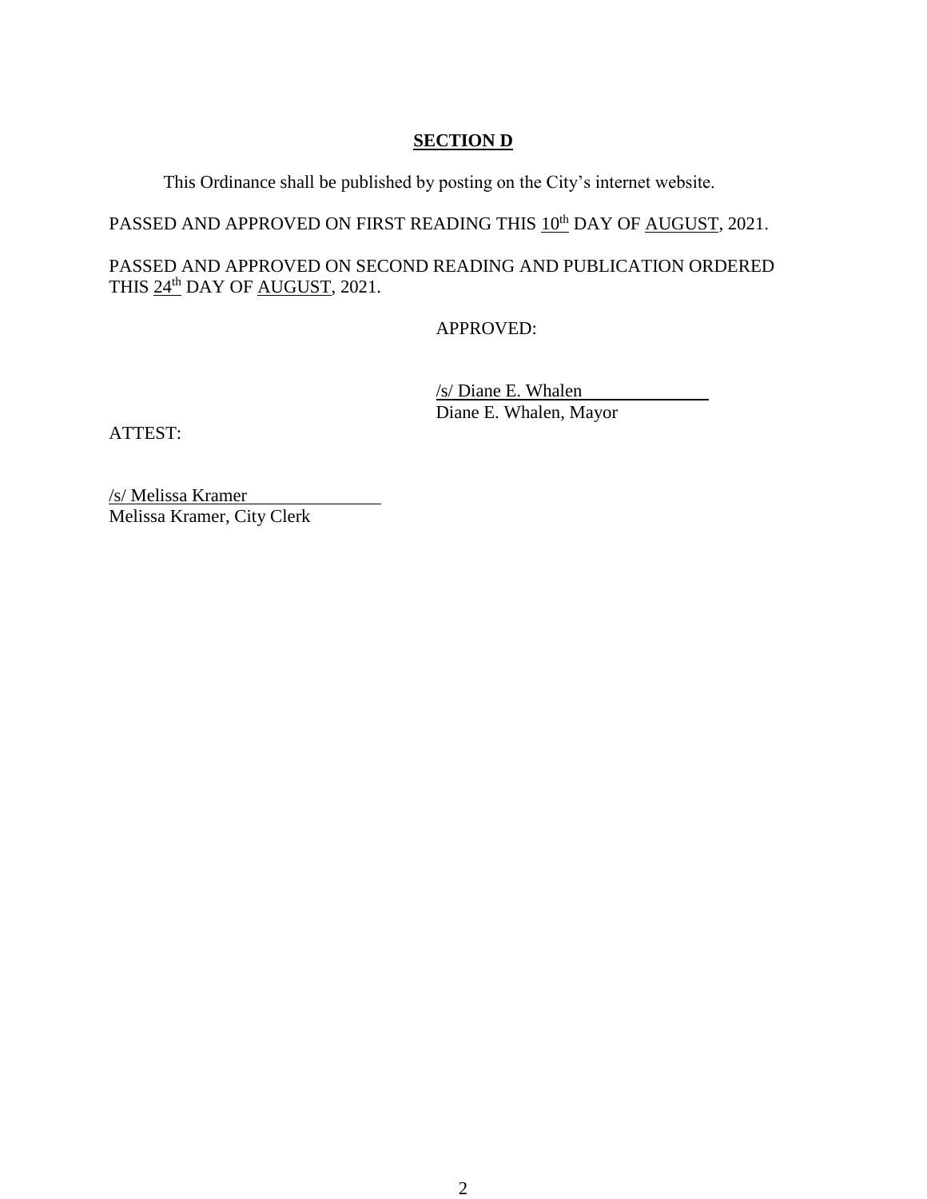## **SECTION D**

This Ordinance shall be published by posting on the City's internet website.

PASSED AND APPROVED ON FIRST READING THIS 10th DAY OF AUGUST, 2021.

PASSED AND APPROVED ON SECOND READING AND PUBLICATION ORDERED THIS 24th DAY OF AUGUST, 2021.

APPROVED:

/s/ Diane E. Whalen
Diane E. Whalen, Mayor

ATTEST:

/s/ Melissa Kramer
Melissa Kramer, City Clerk